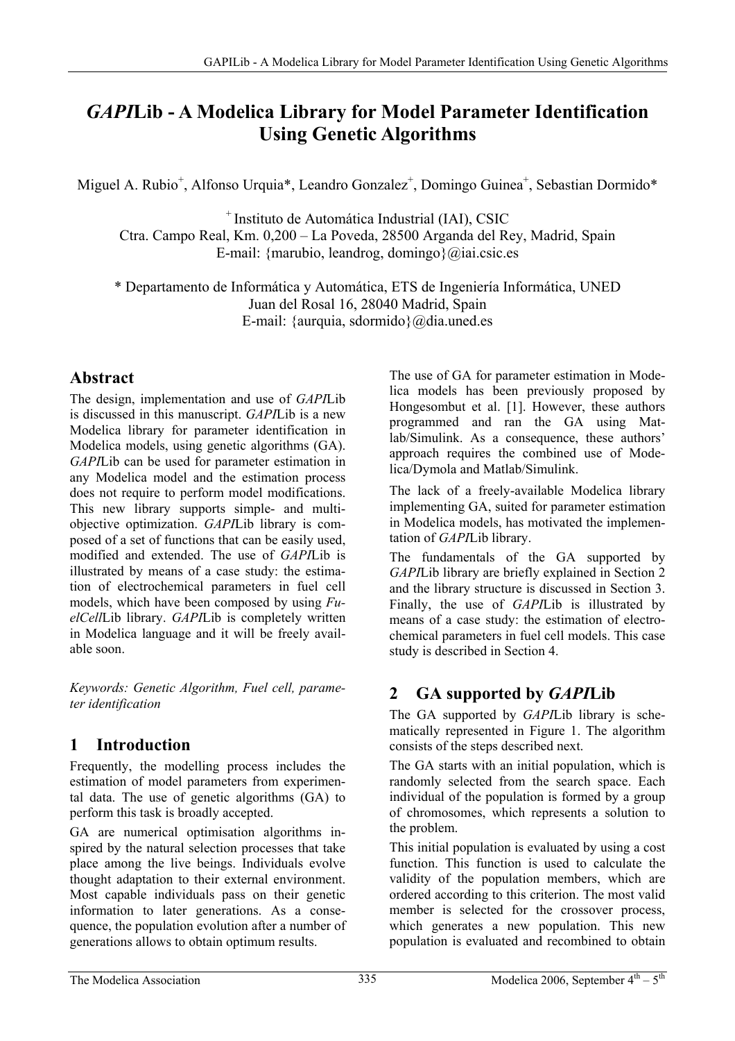# *GAPI*Lib - A Modelica Library for Model Parameter Identification Using Genetic Algorithms

Miguel A. Rubio[+], Alfonso Urquia*, Leandro Gonzalez[+], Domingo Guinea[+], Sebastian Dormido*

[+] Instituto de Automática Industrial (IAI), CSIC
Ctra. Campo Real, Km. 0,200 – La Poveda, 28500 Arganda del Rey, Madrid, Spain
E-mail: {marubio, leandrog, domingo}@iai.csic.es

* Departamento de Informática y Automática, ETS de Ingeniería Informática, UNED
Juan del Rosal 16, 28040 Madrid, Spain
E-mail: {aurquia, sdormido}@dia.uned.es

## Abstract

The design, implementation and use of *GAPI*Lib is discussed in this manuscript. *GAPI*Lib is a new Modelica library for parameter identification in Modelica models, using genetic algorithms (GA). *GAPI*Lib can be used for parameter estimation in any Modelica model and the estimation process does not require to perform model modifications. This new library supports simple- and multi-objective optimization. *GAPI*Lib library is composed of a set of functions that can be easily used, modified and extended. The use of *GAPI*Lib is illustrated by means of a case study: the estimation of electrochemical parameters in fuel cell models, which have been composed by using *FuelCell*Lib library. *GAPI*Lib is completely written in Modelica language and it will be freely available soon.

*Keywords: Genetic Algorithm, Fuel cell, parameter identification*

## 1 Introduction

Frequently, the modelling process includes the estimation of model parameters from experimental data. The use of genetic algorithms (GA) to perform this task is broadly accepted.

GA are numerical optimisation algorithms inspired by the natural selection processes that take place among the live beings. Individuals evolve thought adaptation to their external environment. Most capable individuals pass on their genetic information to later generations. As a consequence, the population evolution after a number of generations allows to obtain optimum results.

The use of GA for parameter estimation in Modelica models has been previously proposed by Hongesombut et al. [1]. However, these authors programmed and ran the GA using Matlab/Simulink. As a consequence, these authors' approach requires the combined use of Modelica/Dymola and Matlab/Simulink.

The lack of a freely-available Modelica library implementing GA, suited for parameter estimation in Modelica models, has motivated the implementation of *GAPI*Lib library.

The fundamentals of the GA supported by *GAPI*Lib library are briefly explained in Section 2 and the library structure is discussed in Section 3. Finally, the use of *GAPI*Lib is illustrated by means of a case study: the estimation of electrochemical parameters in fuel cell models. This case study is described in Section 4.

## 2 GA supported by *GAPI*Lib

The GA supported by *GAPI*Lib library is schematically represented in Figure 1. The algorithm consists of the steps described next.

The GA starts with an initial population, which is randomly selected from the search space. Each individual of the population is formed by a group of chromosomes, which represents a solution to the problem.

This initial population is evaluated by using a cost function. This function is used to calculate the validity of the population members, which are ordered according to this criterion. The most valid member is selected for the crossover process, which generates a new population. This new population is evaluated and recombined to obtain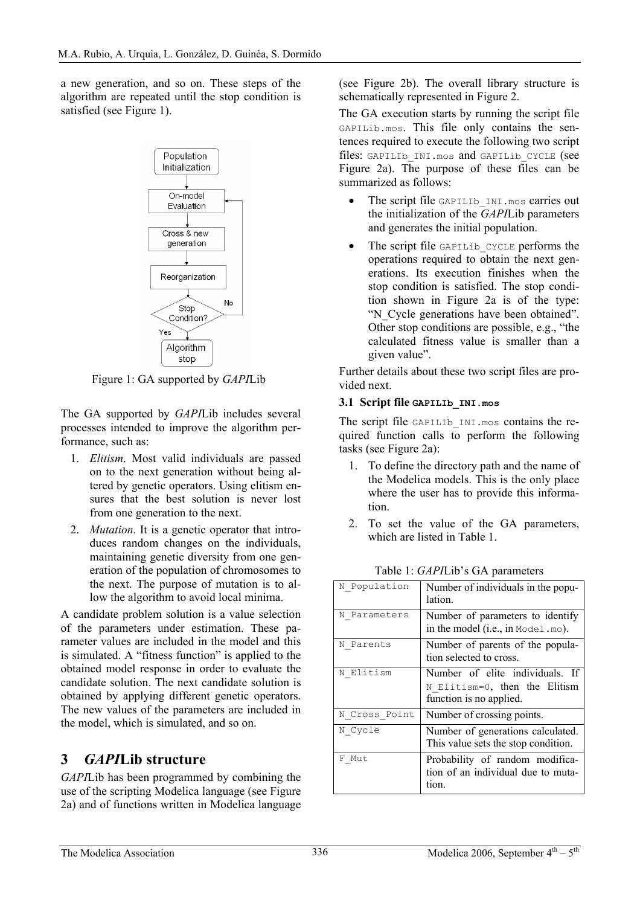a new generation, and so on. These steps of the algorithm are repeated until the stop condition is satisfied (see Figure 1).

Figure 1: GA supported by *GAPI*Lib

The GA supported by *GAPI*Lib includes several processes intended to improve the algorithm performance, such as:

1. *Elitism*. Most valid individuals are passed on to the next generation without being altered by genetic operators. Using elitism ensures that the best solution is never lost from one generation to the next.
2. *Mutation*. It is a genetic operator that introduces random changes on the individuals, maintaining genetic diversity from one generation of the population of chromosomes to the next. The purpose of mutation is to allow the algorithm to avoid local minima.

A candidate problem solution is a value selection of the parameters under estimation. These parameter values are included in the model and this is simulated. A "fitness function" is applied to the obtained model response in order to evaluate the candidate solution. The next candidate solution is obtained by applying different genetic operators. The new values of the parameters are included in the model, which is simulated, and so on.

## 3 *GAPI*Lib structure

*GAPI*Lib has been programmed by combining the use of the scripting Modelica language (see Figure 2a) and of functions written in Modelica language (see Figure 2b). The overall library structure is schematically represented in Figure 2.

The GA execution starts by running the script file `GAPILib.mos`. This file only contains the sentences required to execute the following two script files: `GAPILIb_INI.mos` and `GAPILib_CYCLE` (see Figure 2a). The purpose of these files can be summarized as follows:

- The script file `GAPILIb_INI.mos` carries out the initialization of the *GAPI*Lib parameters and generates the initial population.
- The script file `GAPILib_CYCLE` performs the operations required to obtain the next generations. Its execution finishes when the stop condition is satisfied. The stop condition shown in Figure 2a is of the type: "N_Cycle generations have been obtained". Other stop conditions are possible, e.g., "the calculated fitness value is smaller than a given value".

Further details about these two script files are provided next.

### 3.1 Script file `GAPILIb_INI.mos`

The script file `GAPILIb_INI.mos` contains the required function calls to perform the following tasks (see Figure 2a):

1. To define the directory path and the name of the Modelica models. This is the only place where the user has to provide this information.
2. To set the value of the GA parameters, which are listed in Table 1.

Table 1: *GAPI*Lib's GA parameters

| Parameter | Description |
|---|---|
| `N_Population` | Number of individuals in the population. |
| `N_Parameters` | Number of parameters to identify in the model (i.e., in `Model.mo`). |
| `N_Parents` | Number of parents of the population selected to cross. |
| `N_Elitism` | Number of elite individuals. If `N_Elitism=0`, then the Elitism function is no applied. |
| `N_Cross_Point` | Number of crossing points. |
| `N_Cycle` | Number of generations calculated. This value sets the stop condition. |
| `F_Mut` | Probability of random modification of an individual due to mutation. |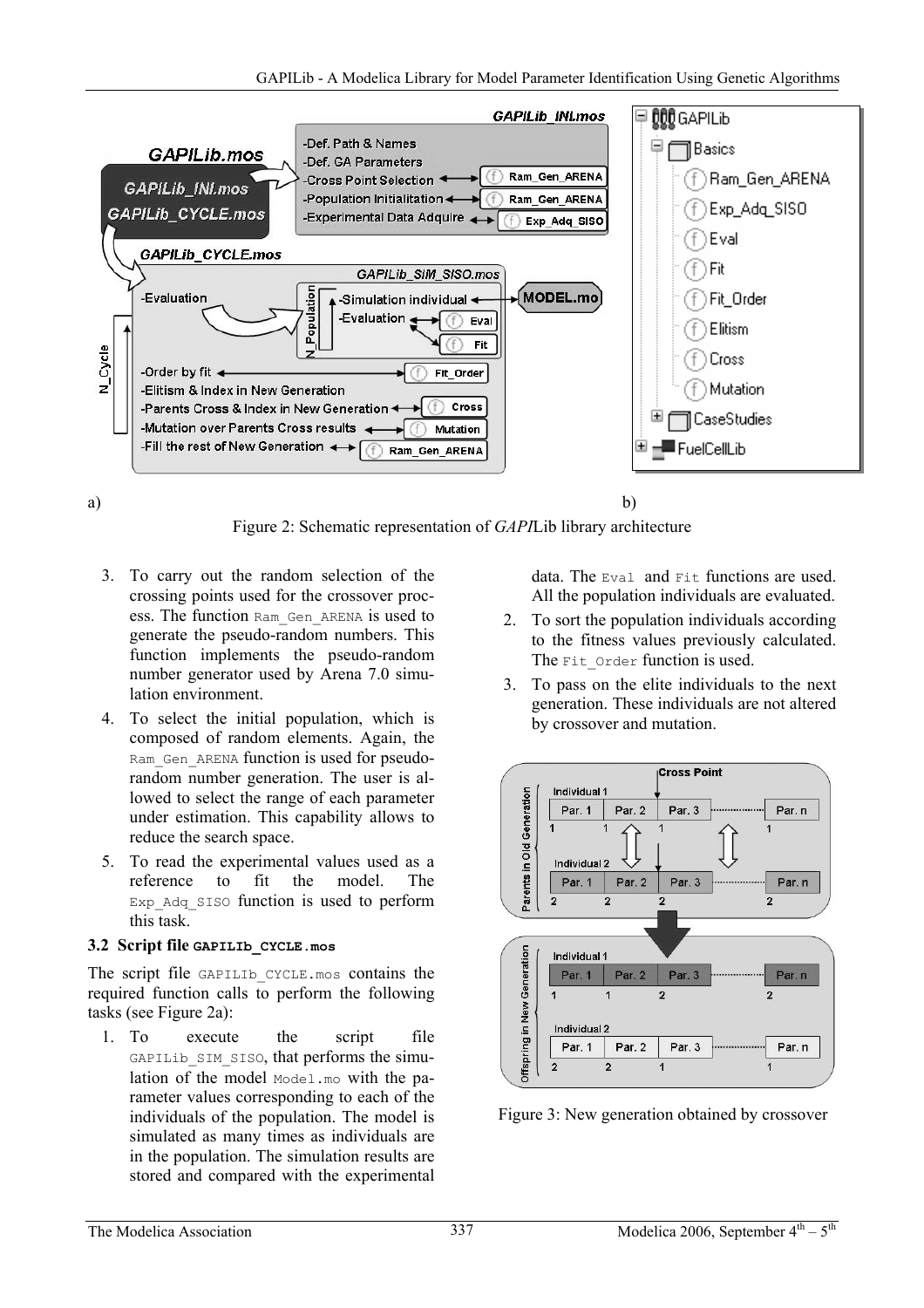a)

b)

Figure 2: Schematic representation of *GAPI*Lib library architecture

3. To carry out the random selection of the crossing points used for the crossover process. The function `Ram_Gen_ARENA` is used to generate the pseudo-random numbers. This function implements the pseudo-random number generator used by Arena 7.0 simulation environment.
4. To select the initial population, which is composed of random elements. Again, the `Ram_Gen_ARENA` function is used for pseudo-random number generation. The user is allowed to select the range of each parameter under estimation. This capability allows to reduce the search space.
5. To read the experimental values used as a reference to fit the model. The `Exp_Adq_SISO` function is used to perform this task.

### 3.2 Script file GAPILIb_CYCLE.mos

The script file `GAPILIb_CYCLE.mos` contains the required function calls to perform the following tasks (see Figure 2a):

1. To execute the script file `GAPILib_SIM_SISO`, that performs the simulation of the model `Model.mo` with the parameter values corresponding to each of the individuals of the population. The model is simulated as many times as individuals are in the population. The simulation results are stored and compared with the experimental data. The `Eval` and `Fit` functions are used. All the population individuals are evaluated.
2. To sort the population individuals according to the fitness values previously calculated. The `Fit_Order` function is used.
3. To pass on the elite individuals to the next generation. These individuals are not altered by crossover and mutation.

Figure 3: New generation obtained by crossover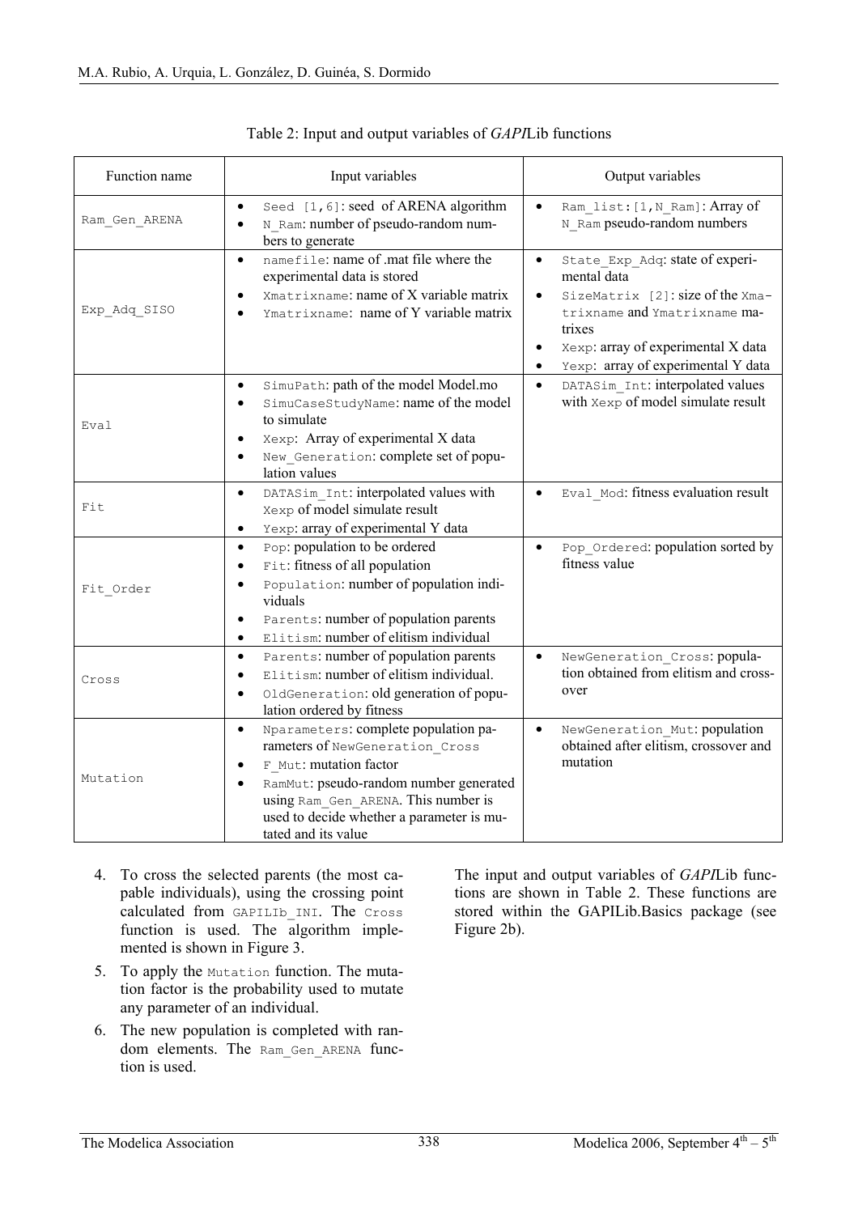Table 2: Input and output variables of *GAPI*Lib functions

| Function name | Input variables | Output variables |
|---|---|---|
| `Ram_Gen_ARENA` | • `Seed [1,6]`: seed of ARENA algorithm<br>• `N_Ram`: number of pseudo-random numbers to generate | • `Ram_list:[1,N_Ram]`: Array of `N_Ram` pseudo-random numbers |
| `Exp_Adq_SISO` | • `namefile`: name of .mat file where the experimental data is stored<br>• `Xmatrixname`: name of X variable matrix<br>• `Ymatrixname`: name of Y variable matrix | • `State_Exp_Adq`: state of experimental data<br>• `SizeMatrix [2]`: size of the `Xmatrixname` and `Ymatrixname` matrixes<br>• `Xexp`: array of experimental X data<br>• `Yexp`: array of experimental Y data |
| `Eval` | • `SimuPath`: path of the model Model.mo<br>• `SimuCaseStudyName`: name of the model to simulate<br>• `Xexp`: Array of experimental X data<br>• `New_Generation`: complete set of population values | • `DATASim_Int`: interpolated values with `Xexp` of model simulate result |
| `Fit` | • `DATASim_Int`: interpolated values with `Xexp` of model simulate result<br>• `Yexp`: array of experimental Y data | • `Eval_Mod`: fitness evaluation result |
| `Fit_Order` | • `Pop`: population to be ordered<br>• `Fit`: fitness of all population<br>• `Population`: number of population individuals<br>• `Parents`: number of population parents<br>• `Elitism`: number of elitism individual | • `Pop_Ordered`: population sorted by fitness value |
| `Cross` | • `Parents`: number of population parents<br>• `Elitism`: number of elitism individual.<br>• `OldGeneration`: old generation of population ordered by fitness | • `NewGeneration_Cross`: population obtained from elitism and crossover |
| `Mutation` | • `Nparameters`: complete population parameters of `NewGeneration_Cross`<br>• `F_Mut`: mutation factor<br>• `RamMut`: pseudo-random number generated using `Ram_Gen_ARENA`. This number is used to decide whether a parameter is mutated and its value | • `NewGeneration_Mut`: population obtained after elitism, crossover and mutation |

4. To cross the selected parents (the most capable individuals), using the crossing point calculated from `GAPILIb_INI`. The `Cross` function is used. The algorithm implemented is shown in Figure 3.
5. To apply the `Mutation` function. The mutation factor is the probability used to mutate any parameter of an individual.
6. The new population is completed with random elements. The `Ram_Gen_ARENA` function is used.

The input and output variables of *GAPI*Lib functions are shown in Table 2. These functions are stored within the GAPILib.Basics package (see Figure 2b).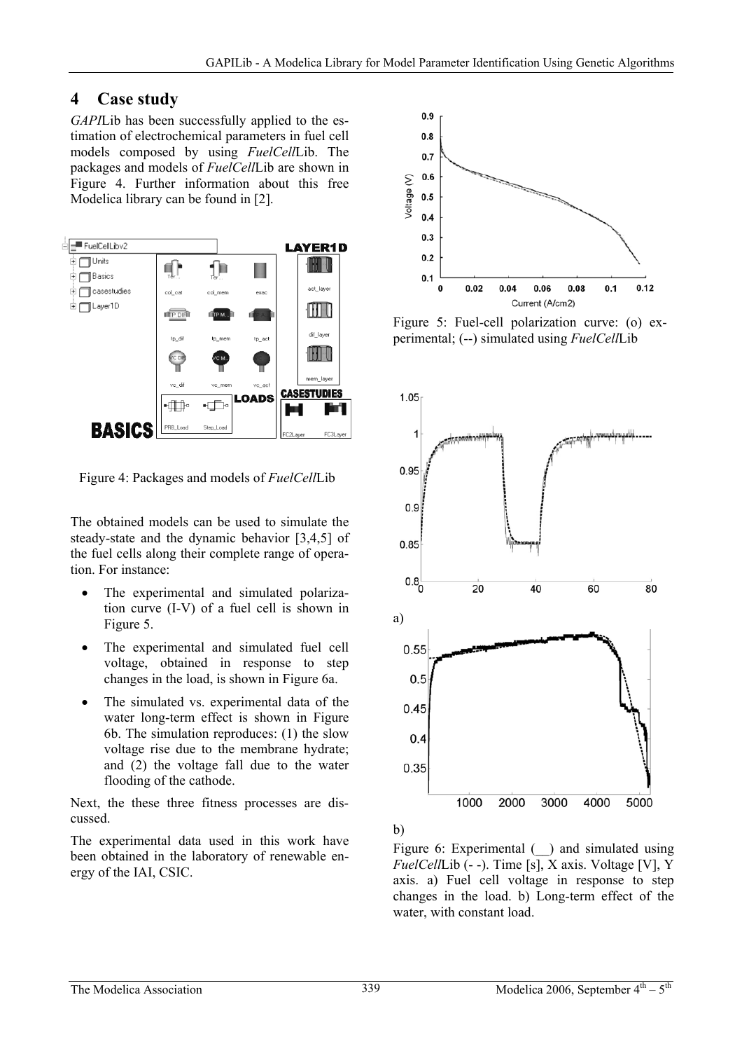## 4 Case study

*GAPI*Lib has been successfully applied to the estimation of electrochemical parameters in fuel cell models composed by using *FuelCell*Lib. The packages and models of *FuelCell*Lib are shown in Figure 4. Further information about this free Modelica library can be found in [2].

Figure 4: Packages and models of *FuelCell*Lib

The obtained models can be used to simulate the steady-state and the dynamic behavior [3,4,5] of the fuel cells along their complete range of operation. For instance:

- The experimental and simulated polarization curve (I-V) of a fuel cell is shown in Figure 5.
- The experimental and simulated fuel cell voltage, obtained in response to step changes in the load, is shown in Figure 6a.
- The simulated vs. experimental data of the water long-term effect is shown in Figure 6b. The simulation reproduces: (1) the slow voltage rise due to the membrane hydrate; and (2) the voltage fall due to the water flooding of the cathode.

Next, the these three fitness processes are discussed.

The experimental data used in this work have been obtained in the laboratory of renewable energy of the IAI, CSIC.

Figure 5: Fuel-cell polarization curve: (o) experimental; (--) simulated using *FuelCell*Lib

a)

b)

Figure 6: Experimental (__) and simulated using *FuelCell*Lib (- -). Time [s], X axis. Voltage [V], Y axis. a) Fuel cell voltage in response to step changes in the load. b) Long-term effect of the water, with constant load.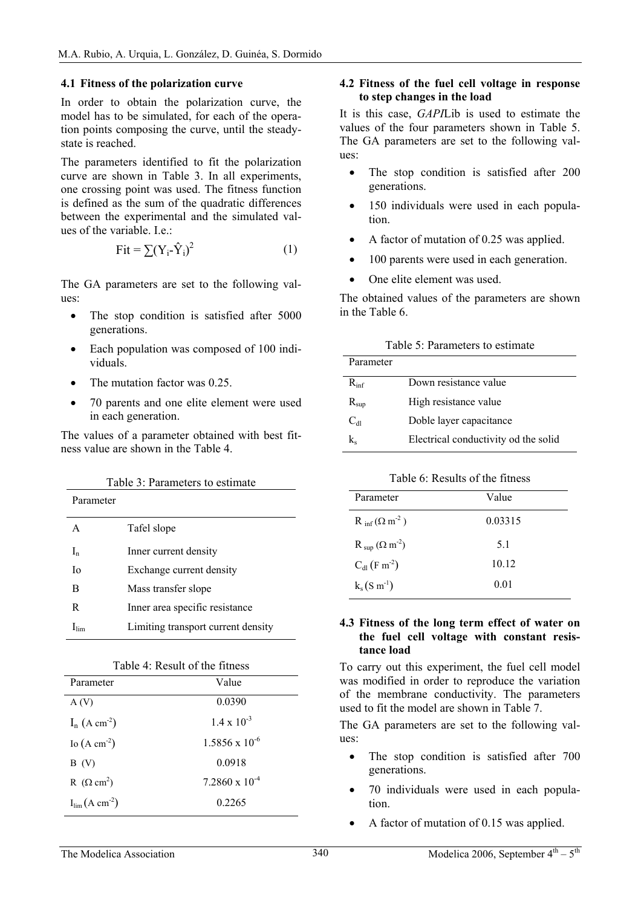### 4.1 Fitness of the polarization curve

In order to obtain the polarization curve, the model has to be simulated, for each of the operation points composing the curve, until the steady-state is reached.

The parameters identified to fit the polarization curve are shown in Table 3. In all experiments, one crossing point was used. The fitness function is defined as the sum of the quadratic differences between the experimental and the simulated values of the variable. I.e.:

$$\text{Fit} = \sum (Y_i - \hat{Y}_i)^2 \quad (1)$$

The GA parameters are set to the following values:

- The stop condition is satisfied after 5000 generations.
- Each population was composed of 100 individuals.
- The mutation factor was 0.25.
- 70 parents and one elite element were used in each generation.

The values of a parameter obtained with best fitness value are shown in the Table 4.

Table 3: Parameters to estimate

| Parameter | |
|---|---|
| A | Tafel slope |
| $I_n$ | Inner current density |
| Io | Exchange current density |
| B | Mass transfer slope |
| R | Inner area specific resistance |
| $I_{lim}$ | Limiting transport current density |

Table 4: Result of the fitness

| Parameter | Value |
|---|---|
| A (V) | 0.0390 |
| $I_n$ (A $cm^{-2}$) | $1.4 \times 10^{-3}$ |
| Io (A $cm^{-2}$) | $1.5856 \times 10^{-6}$ |
| B (V) | 0.0918 |
| R ($\Omega$ $cm^2$) | $7.2860 \times 10^{-4}$ |
| $I_{lim}$ (A $cm^{-2}$) | 0.2265 |

### 4.2 Fitness of the fuel cell voltage in response to step changes in the load

It is this case, *GAPI*Lib is used to estimate the values of the four parameters shown in Table 5. The GA parameters are set to the following values:

- The stop condition is satisfied after 200 generations.
- 150 individuals were used in each population.
- A factor of mutation of 0.25 was applied.
- 100 parents were used in each generation.
- One elite element was used.

The obtained values of the parameters are shown in the Table 6.

Table 5: Parameters to estimate

| Parameter | |
|---|---|
| $R_{inf}$ | Down resistance value |
| $R_{sup}$ | High resistance value |
| $C_{dl}$ | Doble layer capacitance |
| $k_s$ | Electrical conductivity od the solid |

Table 6: Results of the fitness

| Parameter | Value |
|---|---|
| $R_{inf}$ ($\Omega$ $m^{-2}$) | 0.03315 |
| $R_{sup}$ ($\Omega$ $m^{-2}$) | 5.1 |
| $C_{dl}$ (F $m^{-2}$) | 10.12 |
| $k_s$ (S $m^{-1}$) | 0.01 |

### 4.3 Fitness of the long term effect of water on the fuel cell voltage with constant resistance load

To carry out this experiment, the fuel cell model was modified in order to reproduce the variation of the membrane conductivity. The parameters used to fit the model are shown in Table 7.

The GA parameters are set to the following values:

- The stop condition is satisfied after 700 generations.
- 70 individuals were used in each population.
- A factor of mutation of 0.15 was applied.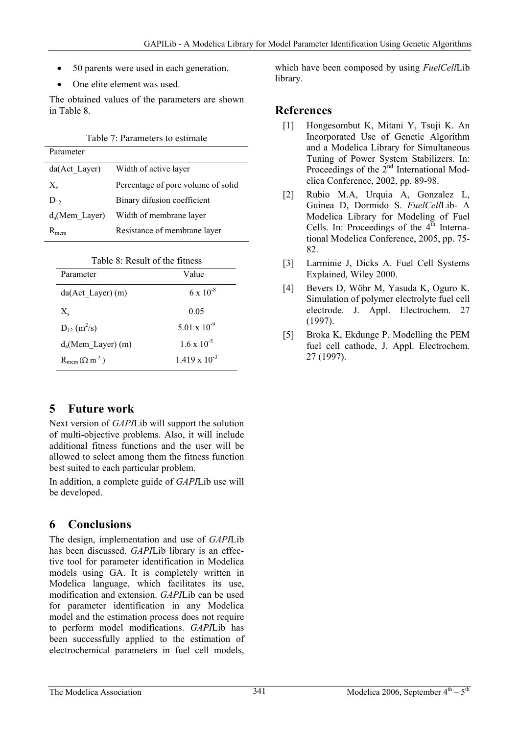- 50 parents were used in each generation.
- One elite element was used.

The obtained values of the parameters are shown in Table 8.

Table 7: Parameters to estimate

| Parameter | |
|---|---|
| da(Act_Layer) | Width of active layer |
| $X_s$ | Percentage of pore volume of solid |
| $D_{12}$ | Binary difusion coefficient |
| $d_a$(Mem_Layer) | Width of membrane layer |
| $R_{mem}$ | Resistance of membrane layer |

Table 8: Result of the fitness

| Parameter | Value |
|---|---|
| da(Act_Layer) (m) | $6 \times 10^{-8}$ |
| $X_s$ | 0.05 |
| $D_{12}$ ($m^2/s$) | $5.01 \times 10^{-9}$ |
| $d_a$(Mem_Layer) (m) | $1.6 \times 10^{-5}$ |
| $R_{mem}$ ($\Omega\ m^{-2}$) | $1.419 \times 10^{-3}$ |

## 5 Future work

Next version of *GAPI*Lib will support the solution of multi-objective problems. Also, it will include additional fitness functions and the user will be allowed to select among them the fitness function best suited to each particular problem.

In addition, a complete guide of *GAPI*Lib use will be developed.

## 6 Conclusions

The design, implementation and use of *GAPI*Lib has been discussed. *GAPI*Lib library is an effective tool for parameter identification in Modelica models using GA. It is completely written in Modelica language, which facilitates its use, modification and extension. *GAPI*Lib can be used for parameter identification in any Modelica model and the estimation process does not require to perform model modifications. *GAPI*Lib has been successfully applied to the estimation of electrochemical parameters in fuel cell models, which have been composed by using *FuelCell*Lib library.

## References

[1] Hongesombut K, Mitani Y, Tsuji K. An Incorporated Use of Genetic Algorithm and a Modelica Library for Simultaneous Tuning of Power System Stabilizers. In: Proceedings of the 2nd International Modelica Conference, 2002, pp. 89-98.

[2] Rubio M.A, Urquia A, Gonzalez L, Guinea D, Dormido S. *FuelCell*Lib- A Modelica Library for Modeling of Fuel Cells. In: Proceedings of the 4th International Modelica Conference, 2005, pp. 75-82.

[3] Larminie J, Dicks A. Fuel Cell Systems Explained, Wiley 2000.

[4] Bevers D, Wöhr M, Yasuda K, Oguro K. Simulation of polymer electrolyte fuel cell electrode. J. Appl. Electrochem. 27 (1997).

[5] Broka K, Ekdunge P. Modelling the PEM fuel cell cathode, J. Appl. Electrochem. 27 (1997).